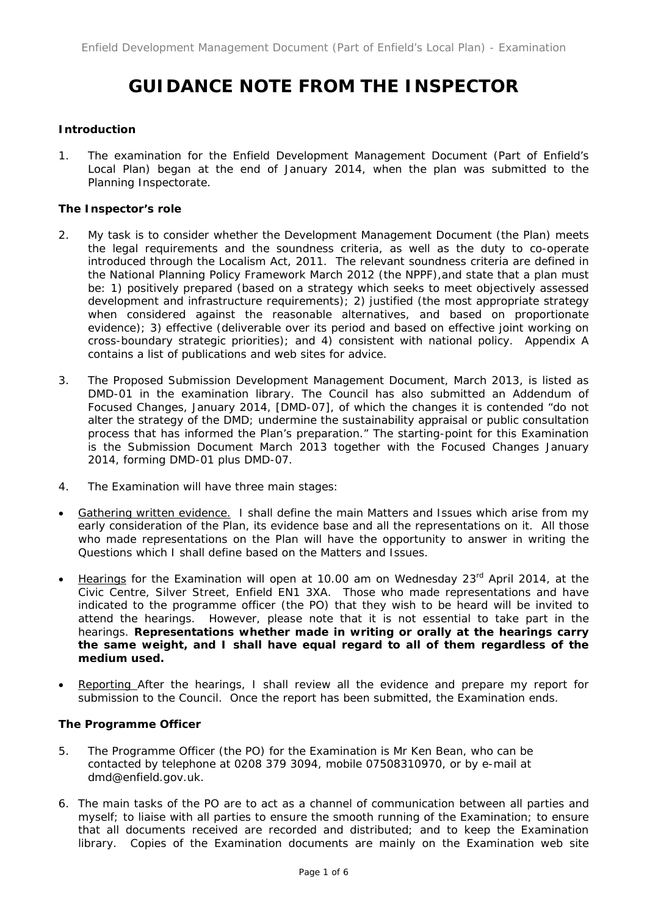# GUIDANCE NOTE FROM THE INSPECTOR

**Introduction**

1. The examination for the Enfield Development Management Document (Part of Enfield's Local Plan) began at the end of January 2014, when the plan was submitted to the Planning Inspectorate.

**The Inspector's role**

2. My task is to consider whether the Development Management Document (the Plan) meets the legal requirements and the soundness criteria, as well as the duty to co-operate introduced through the Localism Act, 2011. The relevant soundness criteria are defined in the National Planning Policy Framework March 2012 (the NPPF),and state that a plan must be: 1) positively prepared (based on a strategy which seeks to meet objectively assessed development and infrastructure requirements); 2) justified (the most appropriate strategy when considered against the reasonable alternatives, and based on proportionate evidence); 3) effective (deliverable over its period and based on effective joint working on cross-boundary strategic priorities); and 4) consistent with national policy. Appendix A contains a list of publications and web sites for advice.

3. The Proposed Submission Development Management Document, March 2013, is listed as DMD-01 in the examination library. The Council has also submitted an Addendum of Focused Changes, January 2014, [DMD-07], of which the changes it is contended "do not alter the strategy of the DMD; undermine the sustainability appraisal or public consultation process that has informed the Plan's preparation." The starting-point for this Examination is the Submission Document March 2013 together with the Focused Changes January 2014, forming DMD-01 plus DMD-07.

4. The Examination will have three main stages:

- Gathering written evidence. I shall define the main Matters and Issues which arise from my early consideration of the Plan, its evidence base and all the representations on it. All those who made representations on the Plan will have the opportunity to answer in writing the Questions which I shall define based on the Matters and Issues.

- Hearings for the Examination will open at 10.00 am on Wednesday 23rd April 2014, at the Civic Centre, Silver Street, Enfield EN1 3XA. Those who made representations and have indicated to the programme officer (the PO) that they wish to be heard will be invited to attend the hearings. However, please note that it is not essential to take part in the hearings. **Representations whether made in writing or orally at the hearings carry the same weight, and I shall have equal regard to all of them regardless of the medium used.**

- Reporting After the hearings, I shall review all the evidence and prepare my report for submission to the Council. Once the report has been submitted, the Examination ends.

**The Programme Officer**

5. The Programme Officer (the PO) for the Examination is Mr Ken Bean, who can be contacted by telephone at 0208 379 3094, mobile 07508310970, or by e-mail at dmd@enfield.gov.uk.

6. The main tasks of the PO are to act as a channel of communication between all parties and myself; to liaise with all parties to ensure the smooth running of the Examination; to ensure that all documents received are recorded and distributed; and to keep the Examination library. Copies of the Examination documents are mainly on the Examination web site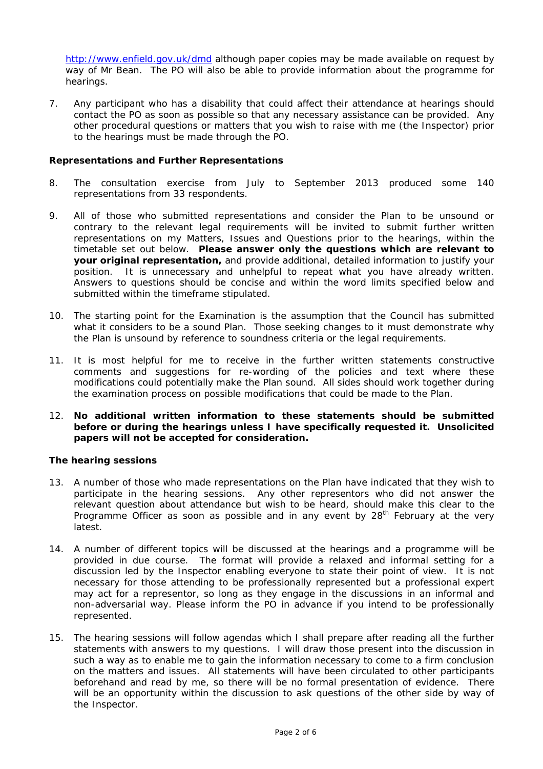http://www.enfield.gov.uk/dmd although paper copies may be made available on request by way of Mr Bean. The PO will also be able to provide information about the programme for hearings.

7. Any participant who has a disability that could affect their attendance at hearings should contact the PO as soon as possible so that any necessary assistance can be provided. Any other procedural questions or matters that you wish to raise with me (the Inspector) prior to the hearings must be made through the PO.

**Representations and Further Representations**

8. The consultation exercise from July to September 2013 produced some 140 representations from 33 respondents.

9. All of those who submitted representations and consider the Plan to be unsound or contrary to the relevant legal requirements will be invited to submit further written representations on my Matters, Issues and Questions prior to the hearings, within the timetable set out below. **Please answer only the questions which are relevant to your original representation,** and provide additional, detailed information to justify your position. It is unnecessary and unhelpful to repeat what you have already written. Answers to questions should be concise and within the word limits specified below and submitted within the timeframe stipulated.

10. The starting point for the Examination is the assumption that the Council has submitted what it considers to be a sound Plan. Those seeking changes to it must demonstrate why the Plan is unsound by reference to soundness criteria or the legal requirements.

11. It is most helpful for me to receive in the further written statements constructive comments and suggestions for re-wording of the policies and text where these modifications could potentially make the Plan sound. All sides should work together during the examination process on possible modifications that could be made to the Plan.

12. **No additional written information to these statements should be submitted before or during the hearings unless I have specifically requested it. Unsolicited papers will not be accepted for consideration.**

**The hearing sessions**

13. A number of those who made representations on the Plan have indicated that they wish to participate in the hearing sessions. Any other representors who did not answer the relevant question about attendance but wish to be heard, should make this clear to the Programme Officer as soon as possible and in any event by 28th February at the very latest.

14. A number of different topics will be discussed at the hearings and a programme will be provided in due course. The format will provide a relaxed and informal setting for a discussion led by the Inspector enabling everyone to state their point of view. It is not necessary for those attending to be professionally represented but a professional expert may act for a representor, so long as they engage in the discussions in an informal and non-adversarial way. Please inform the PO in advance if you intend to be professionally represented.

15. The hearing sessions will follow agendas which I shall prepare after reading all the further statements with answers to my questions. I will draw those present into the discussion in such a way as to enable me to gain the information necessary to come to a firm conclusion on the matters and issues. All statements will have been circulated to other participants beforehand and read by me, so there will be no formal presentation of evidence. There will be an opportunity within the discussion to ask questions of the other side by way of the Inspector.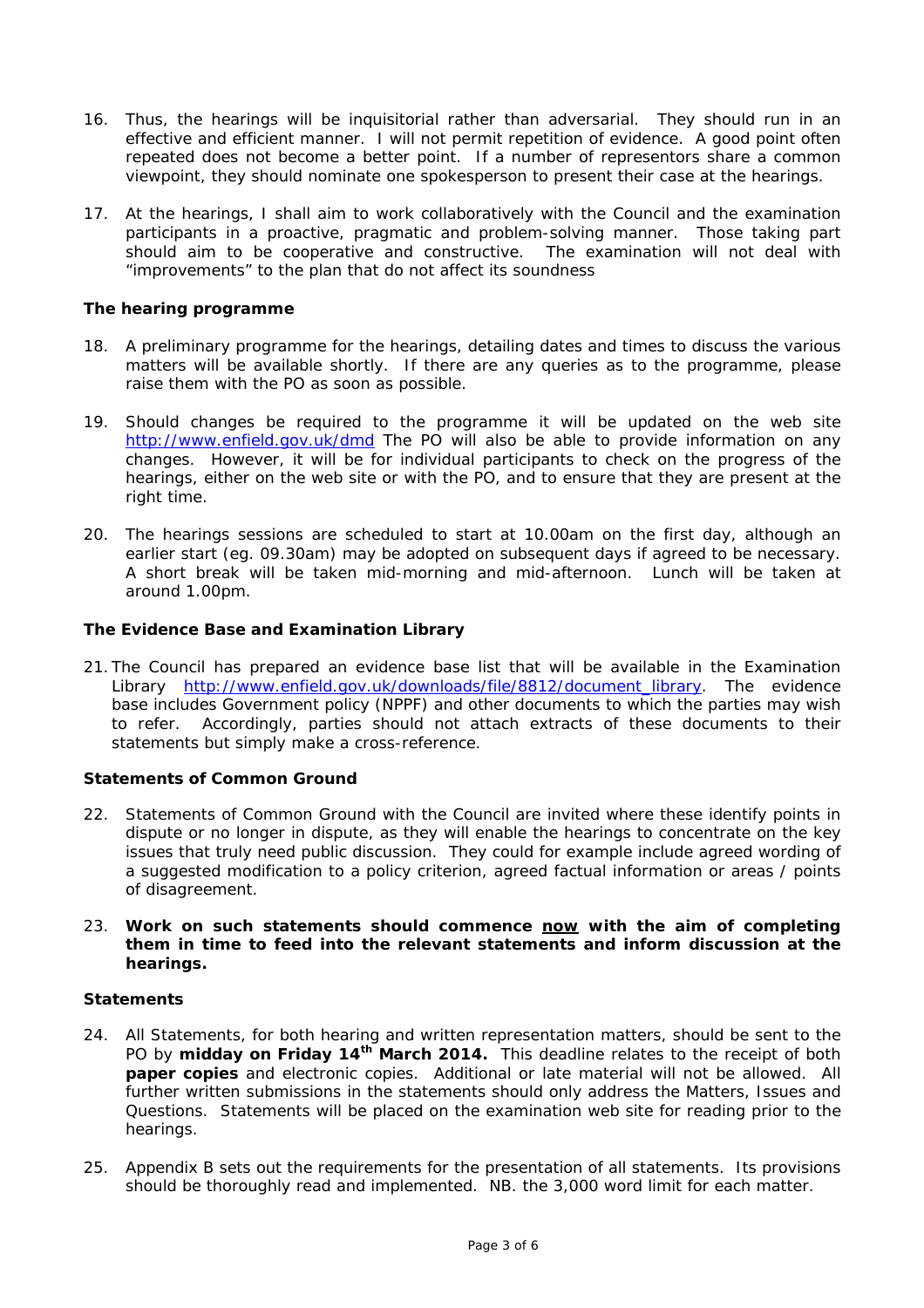16. Thus, the hearings will be inquisitorial rather than adversarial. They should run in an effective and efficient manner. I will not permit repetition of evidence. A good point often repeated does not become a better point. If a number of representors share a common viewpoint, they should nominate one spokesperson to present their case at the hearings.

17. At the hearings, I shall aim to work collaboratively with the Council and the examination participants in a proactive, pragmatic and problem-solving manner. Those taking part should aim to be cooperative and constructive. The examination will not deal with "improvements" to the plan that do not affect its soundness

**The hearing programme**

18. A preliminary programme for the hearings, detailing dates and times to discuss the various matters will be available shortly. If there are any queries as to the programme, please raise them with the PO as soon as possible.

19. Should changes be required to the programme it will be updated on the web site http://www.enfield.gov.uk/dmd The PO will also be able to provide information on any changes. However, it will be for individual participants to check on the progress of the hearings, either on the web site or with the PO, and to ensure that they are present at the right time.

20. The hearings sessions are scheduled to start at 10.00am on the first day, although an earlier start (eg. 09.30am) may be adopted on subsequent days if agreed to be necessary. A short break will be taken mid-morning and mid-afternoon. Lunch will be taken at around 1.00pm.

**The Evidence Base and Examination Library**

21. The Council has prepared an evidence base list that will be available in the Examination Library http://www.enfield.gov.uk/downloads/file/8812/document_library. The evidence base includes Government policy (NPPF) and other documents to which the parties may wish to refer. Accordingly, parties should not attach extracts of these documents to their statements but simply make a cross-reference.

**Statements of Common Ground**

22. Statements of Common Ground with the Council are invited where these identify points in dispute or no longer in dispute, as they will enable the hearings to concentrate on the key issues that truly need public discussion. They could for example include agreed wording of a suggested modification to a policy criterion, agreed factual information or areas / points of disagreement.

23. **Work on such statements should commence <u>now</u> with the aim of completing them in time to feed into the relevant statements and inform discussion at the hearings.**

**Statements**

24. All Statements, for both hearing and written representation matters, should be sent to the PO by **midday on Friday 14th March 2014.** This deadline relates to the receipt of both **paper copies** and electronic copies. Additional or late material will not be allowed. All further written submissions in the statements should only address the Matters, Issues and Questions. Statements will be placed on the examination web site for reading prior to the hearings.

25. Appendix B sets out the requirements for the presentation of all statements. Its provisions should be thoroughly read and implemented. NB. the 3,000 word limit for each matter.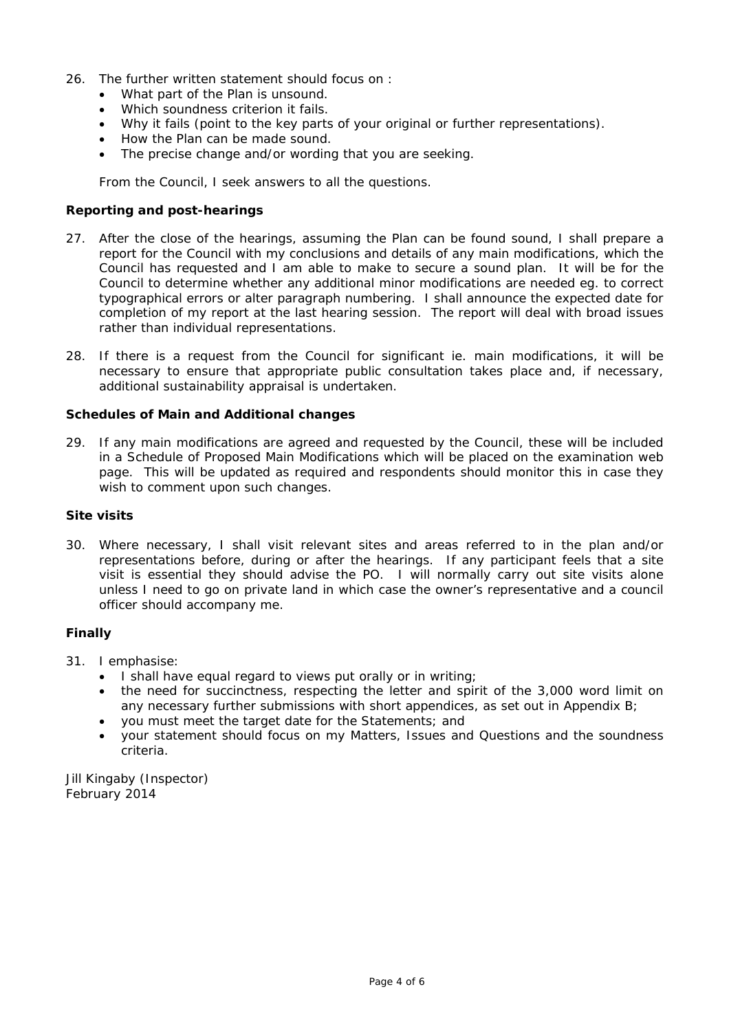26. The further written statement should focus on :
    - What part of the Plan is unsound.
    - Which soundness criterion it fails.
    - Why it fails (point to the key parts of your original or further representations).
    - How the Plan can be made sound.
    - The precise change and/or wording that you are seeking.

    From the Council, I seek answers to all the questions.

**Reporting and post-hearings**

27. After the close of the hearings, assuming the Plan can be found sound, I shall prepare a report for the Council with my conclusions and details of any main modifications, which the Council has requested and I am able to make to secure a sound plan. It will be for the Council to determine whether any additional minor modifications are needed eg. to correct typographical errors or alter paragraph numbering. I shall announce the expected date for completion of my report at the last hearing session. The report will deal with broad issues rather than individual representations.

28. If there is a request from the Council for significant ie. main modifications, it will be necessary to ensure that appropriate public consultation takes place and, if necessary, additional sustainability appraisal is undertaken.

**Schedules of Main and Additional changes**

29. If any main modifications are agreed and requested by the Council, these will be included in a Schedule of Proposed Main Modifications which will be placed on the examination web page. This will be updated as required and respondents should monitor this in case they wish to comment upon such changes.

**Site visits**

30. Where necessary, I shall visit relevant sites and areas referred to in the plan and/or representations before, during or after the hearings. If any participant feels that a site visit is essential they should advise the PO. I will normally carry out site visits alone unless I need to go on private land in which case the owner's representative and a council officer should accompany me.

**Finally**

31. I emphasise:
    - I shall have equal regard to views put orally or in writing;
    - the need for succinctness, respecting the letter and spirit of the 3,000 word limit on any necessary further submissions with short appendices, as set out in Appendix B;
    - you must meet the target date for the Statements; and
    - your statement should focus on my Matters, Issues and Questions and the soundness criteria.

Jill Kingaby (Inspector)
February 2014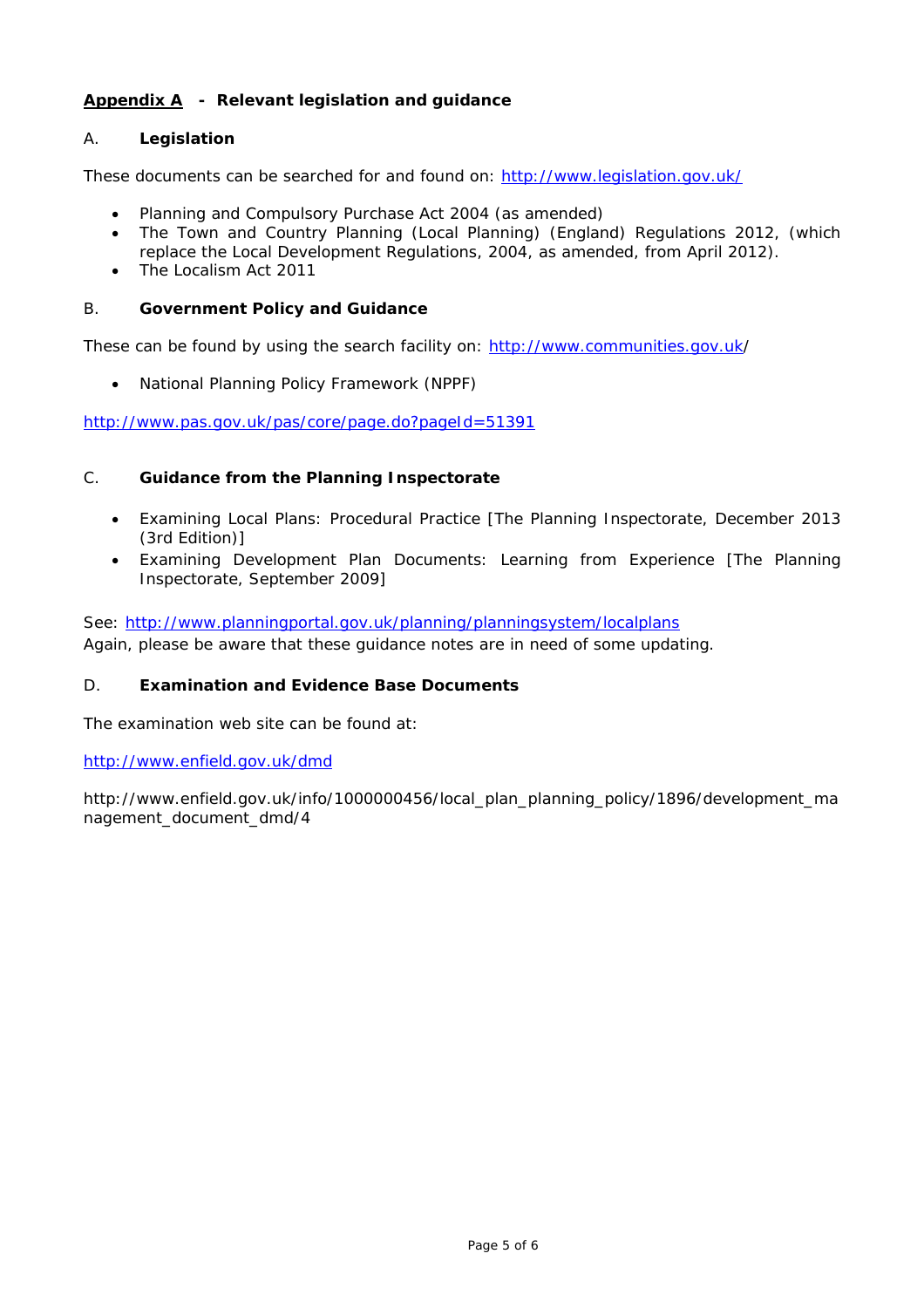## Appendix A - Relevant legislation and guidance

### A. Legislation

These documents can be searched for and found on: http://www.legislation.gov.uk/

- Planning and Compulsory Purchase Act 2004 (as amended)
- The Town and Country Planning (Local Planning) (England) Regulations 2012, (which replace the Local Development Regulations, 2004, as amended, from April 2012).
- The Localism Act 2011

### B. Government Policy and Guidance

These can be found by using the search facility on: http://www.communities.gov.uk/

- National Planning Policy Framework (NPPF)

http://www.pas.gov.uk/pas/core/page.do?pageId=51391

### C. Guidance from the Planning Inspectorate

- Examining Local Plans: Procedural Practice [The Planning Inspectorate, December 2013 (3rd Edition)]
- Examining Development Plan Documents: Learning from Experience [The Planning Inspectorate, September 2009]

See: http://www.planningportal.gov.uk/planning/planningsystem/localplans
Again, please be aware that these guidance notes are in need of some updating.

### D. Examination and Evidence Base Documents

The examination web site can be found at:

http://www.enfield.gov.uk/dmd

http://www.enfield.gov.uk/info/1000000456/local_plan_planning_policy/1896/development_management_document_dmd/4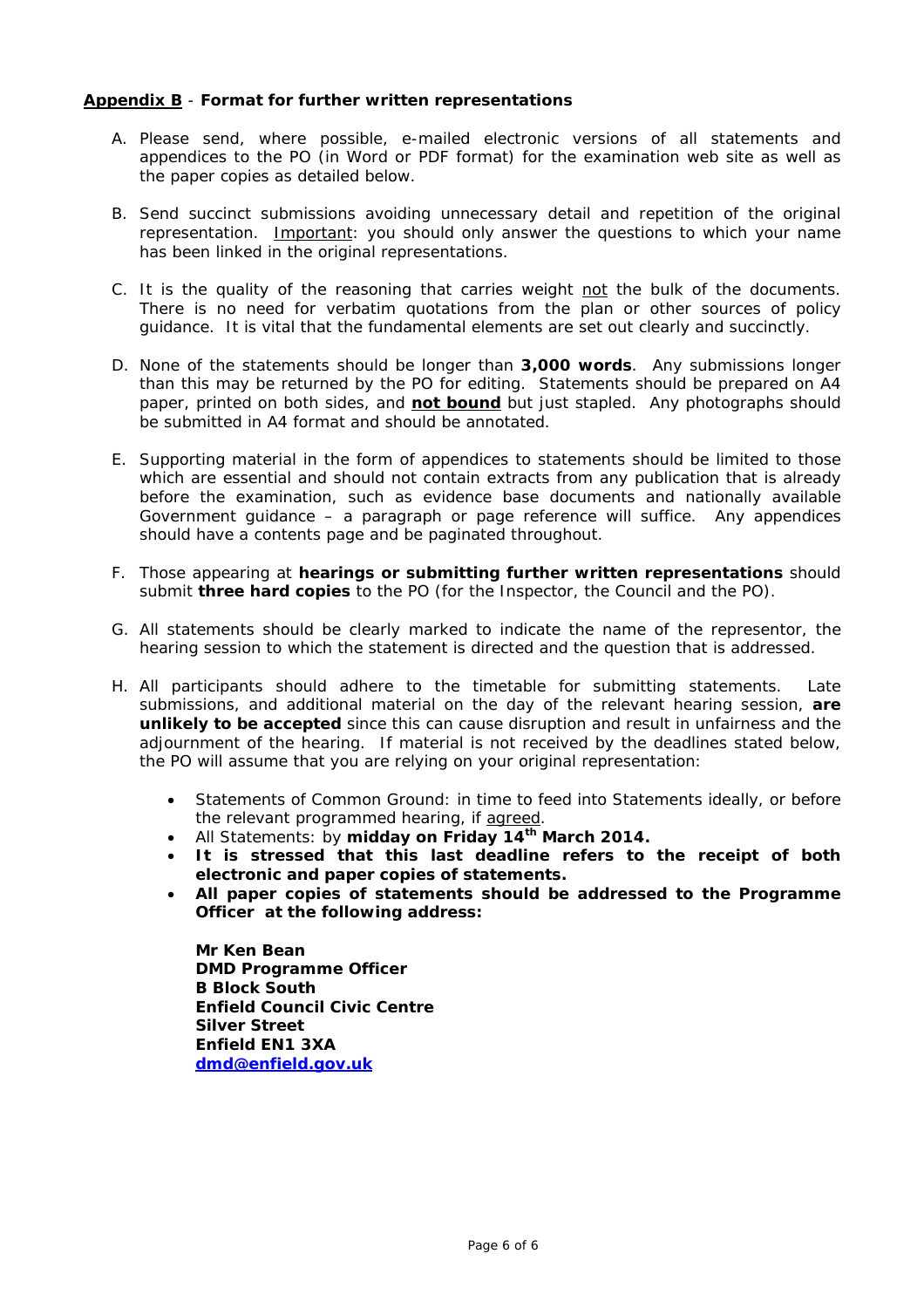**Appendix B** - **Format for further written representations**

A. Please send, where possible, e-mailed electronic versions of all statements and appendices to the PO (in Word or PDF format) for the examination web site as well as the paper copies as detailed below.

B. Send succinct submissions avoiding unnecessary detail and repetition of the original representation. Important: you should only answer the questions to which your name has been linked in the original representations.

C. It is the quality of the reasoning that carries weight not the bulk of the documents. There is no need for verbatim quotations from the plan or other sources of policy guidance. It is vital that the fundamental elements are set out clearly and succinctly.

D. None of the statements should be longer than **3,000 words**. Any submissions longer than this may be returned by the PO for editing. Statements should be prepared on A4 paper, printed on both sides, and **not bound** but just stapled. Any photographs should be submitted in A4 format and should be annotated.

E. Supporting material in the form of appendices to statements should be limited to those which are essential and should not contain extracts from any publication that is already before the examination, such as evidence base documents and nationally available Government guidance – a paragraph or page reference will suffice. Any appendices should have a contents page and be paginated throughout.

F. Those appearing at **hearings or submitting further written representations** should submit **three hard copies** to the PO (for the Inspector, the Council and the PO).

G. All statements should be clearly marked to indicate the name of the representor, the hearing session to which the statement is directed and the question that is addressed.

H. All participants should adhere to the timetable for submitting statements. Late submissions, and additional material on the day of the relevant hearing session, **are unlikely to be accepted** since this can cause disruption and result in unfairness and the adjournment of the hearing. If material is not received by the deadlines stated below, the PO will assume that you are relying on your original representation:

- Statements of Common Ground: in time to feed into Statements ideally, or before the relevant programmed hearing, if agreed.
- All Statements: by **midday on Friday 14th March 2014.**
- **It is stressed that this last deadline refers to the receipt of both electronic and paper copies of statements.**
- **All paper copies of statements should be addressed to the Programme Officer at the following address:**

  **Mr Ken Bean**
  **DMD Programme Officer**
  **B Block South**
  **Enfield Council Civic Centre**
  **Silver Street**
  **Enfield EN1 3XA**
  **dmd@enfield.gov.uk**